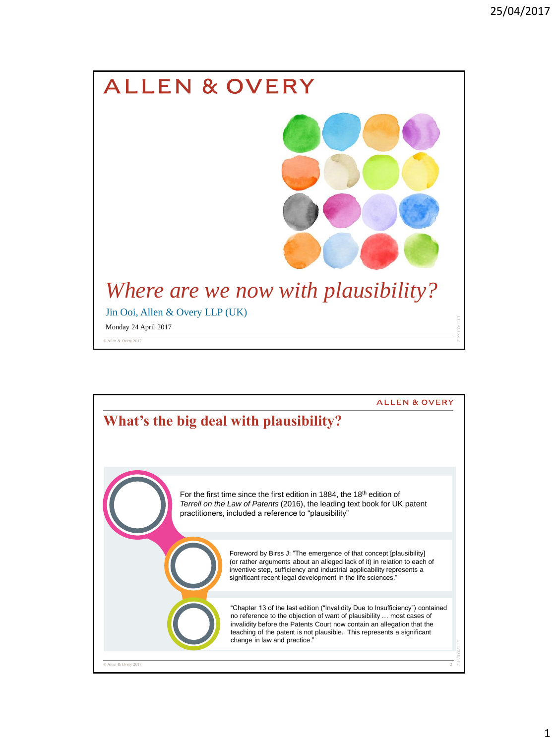# ALLEN & OVERY

## *Where are we now with plausibility?*

Jin Ooi, Allen & Overy LLP (UK)

Monday 24 April 2017

© Allen & Overy 2017

---

ALLEN & OVERY

## What's the big deal with plausibility?

For the first time since the first edition in 1884, the 18th edition of *Terrell on the Law of Patents* (2016), the leading text book for UK patent practitioners, included a reference to "plausibility"

Foreword by Birss J: "The emergence of that concept [plausibility] (or rather arguments about an alleged lack of it) in relation to each of inventive step, sufficiency and industrial applicability represents a significant recent legal development in the life sciences."

"Chapter 13 of the last edition ("Invalidity Due to Insufficiency") contained no reference to the objection of want of plausibility … most cases of invalidity before the Patents Court now contain an allegation that the teaching of the patent is not plausible. This represents a significant change in law and practice."

© Allen & Overy 2017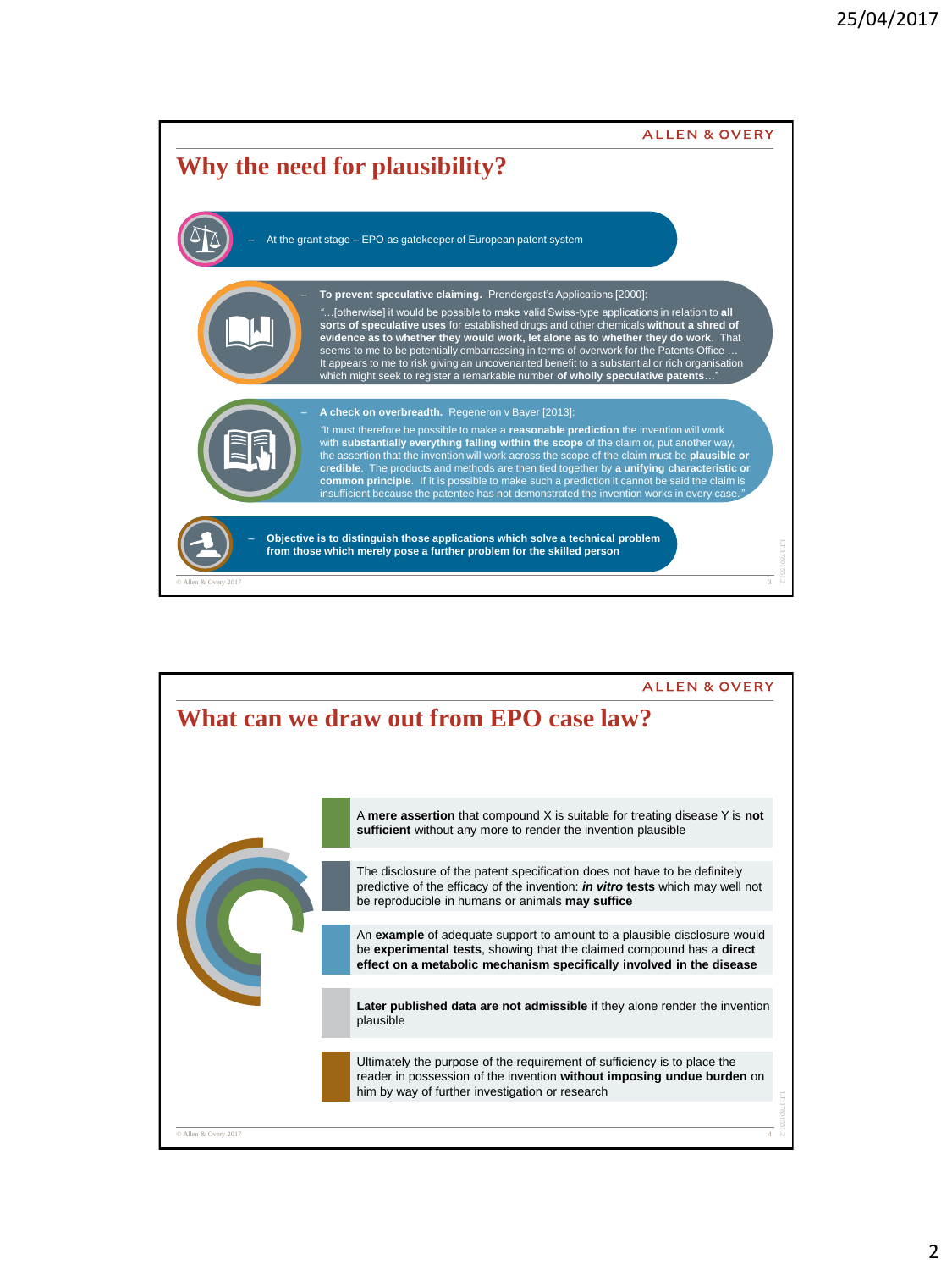## Why the need for plausibility?

- At the grant stage – EPO as gatekeeper of European patent system

- **To prevent speculative claiming.** Prendergast's Applications [2000]:

  "…[otherwise] it would be possible to make valid Swiss-type applications in relation to **all sorts of speculative uses** for established drugs and other chemicals **without a shred of evidence as to whether they would work, let alone as to whether they do work**. That seems to me to be potentially embarrassing in terms of overwork for the Patents Office … It appears to me to risk giving an uncovenanted benefit to a substantial or rich organisation which might seek to register a remarkable number **of wholly speculative patents**…"

- **A check on overbreadth.** Regeneron v Bayer [2013]:

  "It must therefore be possible to make a **reasonable prediction** the invention will work with **substantially everything falling within the scope** of the claim or, put another way, the assertion that the invention will work across the scope of the claim must be **plausible or credible**. The products and methods are then tied together by **a unifying characteristic or common principle**. If it is possible to make such a prediction it cannot be said the claim is insufficient because the patentee has not demonstrated the invention works in every case."

- **Objective is to distinguish those applications which solve a technical problem from those which merely pose a further problem for the skilled person**

© Allen & Overy 2017

## What can we draw out from EPO case law?

- A **mere assertion** that compound X is suitable for treating disease Y is **not sufficient** without any more to render the invention plausible

- The disclosure of the patent specification does not have to be definitely predictive of the efficacy of the invention: ***in vitro* tests** which may well not be reproducible in humans or animals **may suffice**

- An **example** of adequate support to amount to a plausible disclosure would be **experimental tests**, showing that the claimed compound has a **direct effect on a metabolic mechanism specifically involved in the disease**

- **Later published data are not admissible** if they alone render the invention plausible

- Ultimately the purpose of the requirement of sufficiency is to place the reader in possession of the invention **without imposing undue burden** on him by way of further investigation or research

© Allen & Overy 2017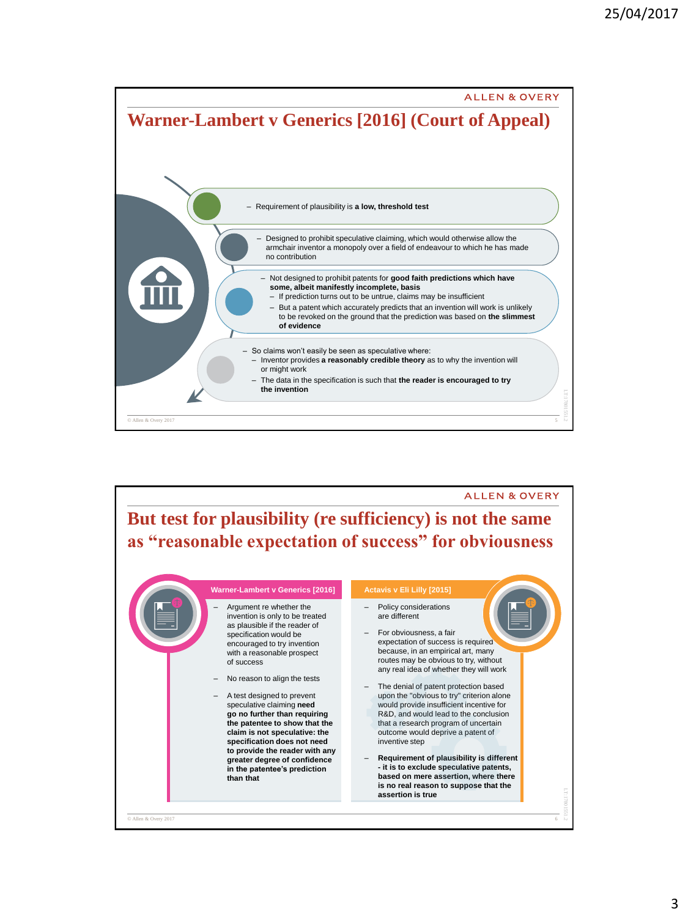## Warner-Lambert v Generics [2016] (Court of Appeal)

- Requirement of plausibility is **a low, threshold test**
- Designed to prohibit speculative claiming, which would otherwise allow the armchair inventor a monopoly over a field of endeavour to which he has made no contribution
- Not designed to prohibit patents for **good faith predictions which have some, albeit manifestly incomplete, basis**
  - If prediction turns out to be untrue, claims may be insufficient
  - But a patent which accurately predicts that an invention will work is unlikely to be revoked on the ground that the prediction was based on **the slimmest of evidence**
- So claims won't easily be seen as speculative where:
  - Inventor provides **a reasonably credible theory** as to why the invention will or might work
  - The data in the specification is such that **the reader is encouraged to try the invention**

## But test for plausibility (re sufficiency) is not the same as "reasonable expectation of success" for obviousness

### Warner-Lambert v Generics [2016]

- Argument re whether the invention is only to be treated as plausible if the reader of specification would be encouraged to try invention with a reasonable prospect of success
- No reason to align the tests
- A test designed to prevent speculative claiming **need go no further than requiring the patentee to show that the claim is not speculative: the specification does not need to provide the reader with any greater degree of confidence in the patentee's prediction than that**

### Actavis v Eli Lilly [2015]

- Policy considerations are different
- For obviousness, a fair expectation of success is required because, in an empirical art, many routes may be obvious to try, without any real idea of whether they will work
- The denial of patent protection based upon the "obvious to try" criterion alone would provide insufficient incentive for R&D, and would lead to the conclusion that a research program of uncertain outcome would deprive a patent of inventive step
- **Requirement of plausibility is different - it is to exclude speculative patents, based on mere assertion, where there is no real reason to suppose that the assertion is true**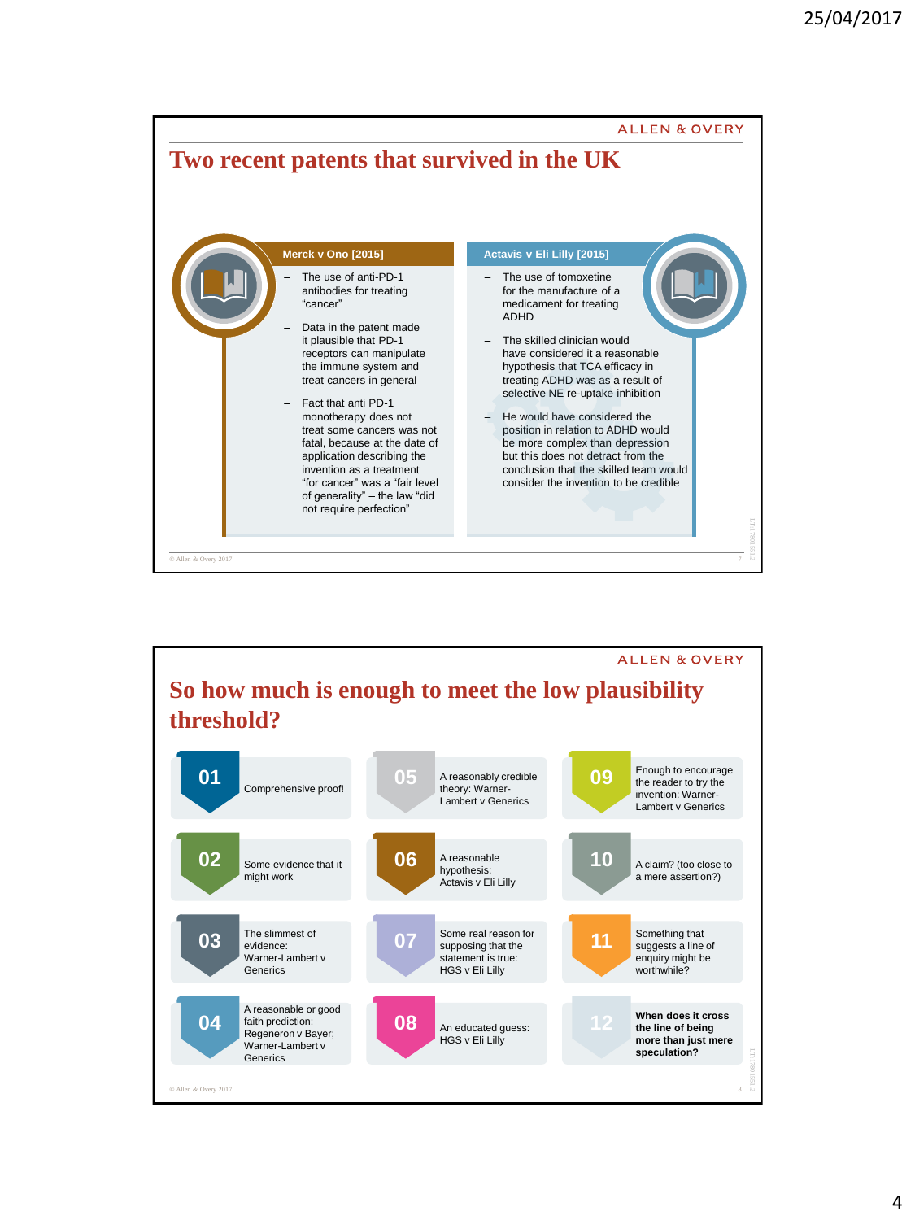## Two recent patents that survived in the UK

### Merck v Ono [2015]

- The use of anti-PD-1 antibodies for treating "cancer"
- Data in the patent made it plausible that PD-1 receptors can manipulate the immune system and treat cancers in general
- Fact that anti PD-1 monotherapy does not treat some cancers was not fatal, because at the date of application describing the invention as a treatment "for cancer" was a "fair level of generality" – the law "did not require perfection"

### Actavis v Eli Lilly [2015]

- The use of tomoxetine for the manufacture of a medicament for treating ADHD
- The skilled clinician would have considered it a reasonable hypothesis that TCA efficacy in treating ADHD was as a result of selective NE re-uptake inhibition
- He would have considered the position in relation to ADHD would be more complex than depression but this does not detract from the conclusion that the skilled team would consider the invention to be credible

## So how much is enough to meet the low plausibility threshold?

- **01** Comprehensive proof!
- **02** Some evidence that it might work
- **03** The slimmest of evidence: Warner-Lambert v Generics
- **04** A reasonable or good faith prediction: Regeneron v Bayer; Warner-Lambert v Generics
- **05** A reasonably credible theory: Warner-Lambert v Generics
- **06** A reasonable hypothesis: Actavis v Eli Lilly
- **07** Some real reason for supposing that the statement is true: HGS v Eli Lilly
- **08** An educated guess: HGS v Eli Lilly
- **09** Enough to encourage the reader to try the invention: Warner-Lambert v Generics
- **10** A claim? (too close to a mere assertion?)
- **11** Something that suggests a line of enquiry might be worthwhile?
- **12** **When does it cross the line of being more than just mere speculation?**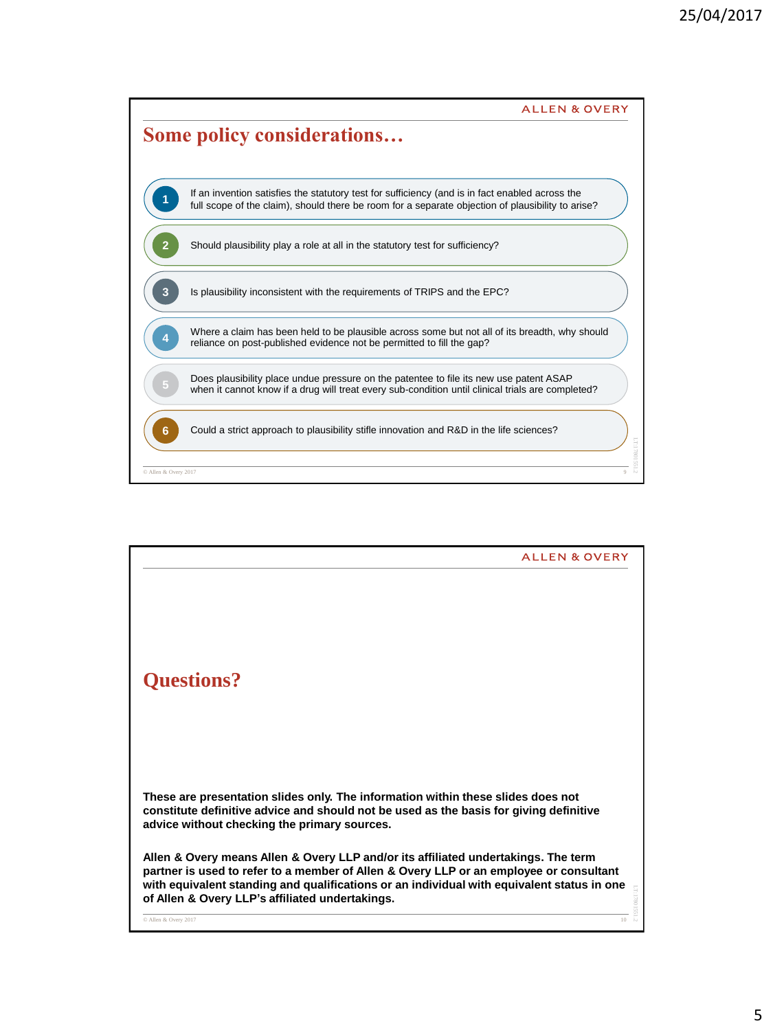## Some policy considerations…

1. If an invention satisfies the statutory test for sufficiency (and is in fact enabled across the full scope of the claim), should there be room for a separate objection of plausibility to arise?
2. Should plausibility play a role at all in the statutory test for sufficiency?
3. Is plausibility inconsistent with the requirements of TRIPS and the EPC?
4. Where a claim has been held to be plausible across some but not all of its breadth, why should reliance on post-published evidence not be permitted to fill the gap?
5. Does plausibility place undue pressure on the patentee to file its new use patent ASAP when it cannot know if a drug will treat every sub-condition until clinical trials are completed?
6. Could a strict approach to plausibility stifle innovation and R&D in the life sciences?

## Questions?

**These are presentation slides only. The information within these slides does not constitute definitive advice and should not be used as the basis for giving definitive advice without checking the primary sources.**

**Allen & Overy means Allen & Overy LLP and/or its affiliated undertakings. The term partner is used to refer to a member of Allen & Overy LLP or an employee or consultant with equivalent standing and qualifications or an individual with equivalent status in one of Allen & Overy LLP's affiliated undertakings.**